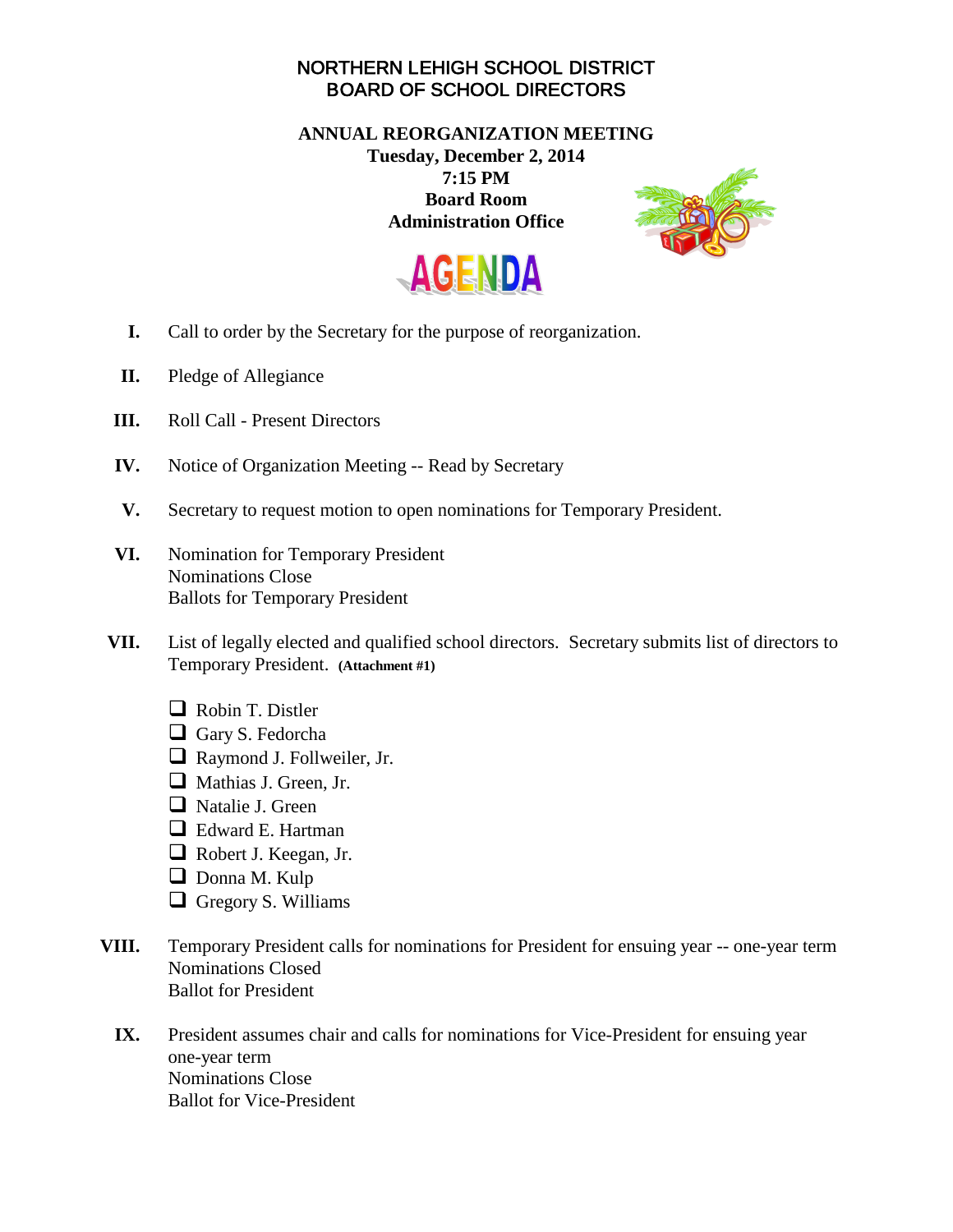# NORTHERN LEHIGH SCHOOL DISTRICT
# BOARD OF SCHOOL DIRECTORS

**ANNUAL REORGANIZATION MEETING**
**Tuesday, December 2, 2014**
**7:15 PM**
**Board Room**
**Administration Office**

## AGENDA

**I.** Call to order by the Secretary for the purpose of reorganization.

**II.** Pledge of Allegiance

**III.** Roll Call - Present Directors

**IV.** Notice of Organization Meeting -- Read by Secretary

**V.** Secretary to request motion to open nominations for Temporary President.

**VI.** Nomination for Temporary President
Nominations Close
Ballots for Temporary President

**VII.** List of legally elected and qualified school directors. Secretary submits list of directors to Temporary President. **(Attachment #1)**

- ☐ Robin T. Distler
- ☐ Gary S. Fedorcha
- ☐ Raymond J. Follweiler, Jr.
- ☐ Mathias J. Green, Jr.
- ☐ Natalie J. Green
- ☐ Edward E. Hartman
- ☐ Robert J. Keegan, Jr.
- ☐ Donna M. Kulp
- ☐ Gregory S. Williams

**VIII.** Temporary President calls for nominations for President for ensuing year -- one-year term
Nominations Closed
Ballot for President

**IX.** President assumes chair and calls for nominations for Vice-President for ensuing year one-year term
Nominations Close
Ballot for Vice-President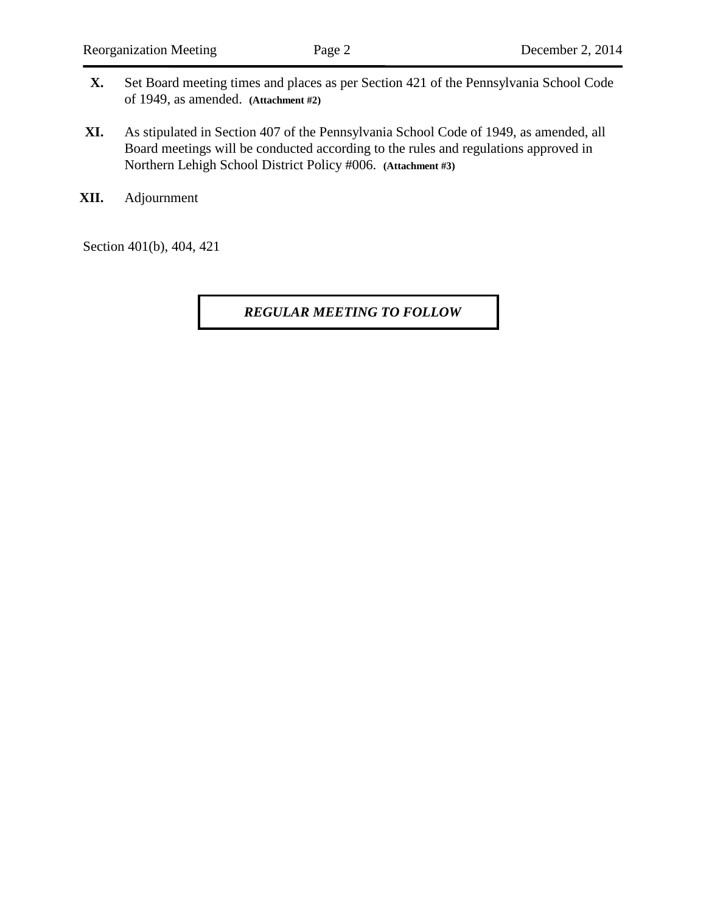**X.** Set Board meeting times and places as per Section 421 of the Pennsylvania School Code of 1949, as amended. **(Attachment #2)**

**XI.** As stipulated in Section 407 of the Pennsylvania School Code of 1949, as amended, all Board meetings will be conducted according to the rules and regulations approved in Northern Lehigh School District Policy #006. **(Attachment #3)**

**XII.** Adjournment

Section 401(b), 404, 421

***REGULAR MEETING TO FOLLOW***